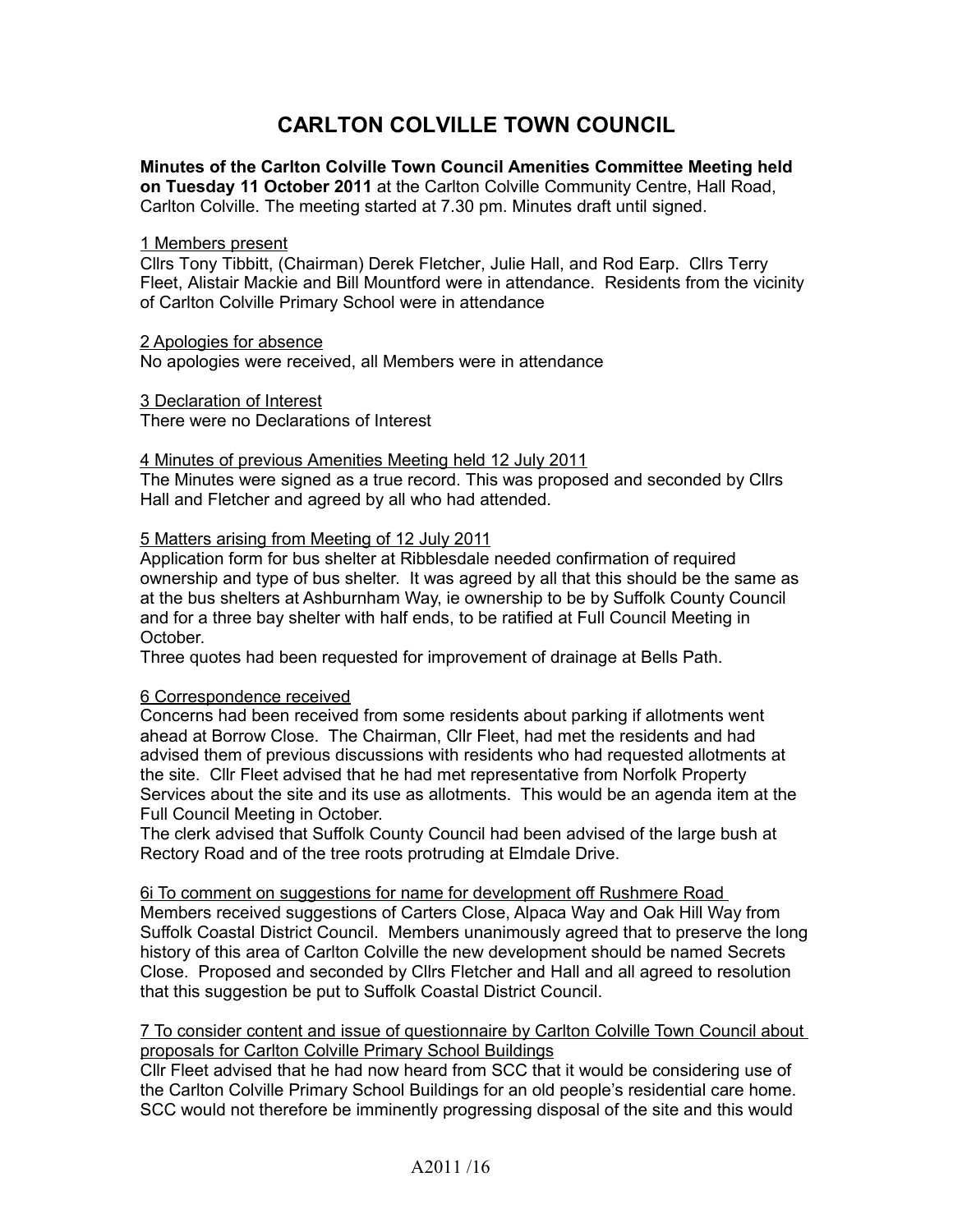# CARLTON COLVILLE TOWN COUNCIL

**Minutes of the Carlton Colville Town Council Amenities Committee Meeting held on Tuesday 11 October 2011** at the Carlton Colville Community Centre, Hall Road, Carlton Colville. The meeting started at 7.30 pm. Minutes draft until signed.

1 Members present

Cllrs Tony Tibbitt, (Chairman) Derek Fletcher, Julie Hall, and Rod Earp. Cllrs Terry Fleet, Alistair Mackie and Bill Mountford were in attendance. Residents from the vicinity of Carlton Colville Primary School were in attendance

2 Apologies for absence

No apologies were received, all Members were in attendance

3 Declaration of Interest

There were no Declarations of Interest

4 Minutes of previous Amenities Meeting held 12 July 2011

The Minutes were signed as a true record. This was proposed and seconded by Cllrs Hall and Fletcher and agreed by all who had attended.

5 Matters arising from Meeting of 12 July 2011

Application form for bus shelter at Ribblesdale needed confirmation of required ownership and type of bus shelter. It was agreed by all that this should be the same as at the bus shelters at Ashburnham Way, ie ownership to be by Suffolk County Council and for a three bay shelter with half ends, to be ratified at Full Council Meeting in October.

Three quotes had been requested for improvement of drainage at Bells Path.

6 Correspondence received

Concerns had been received from some residents about parking if allotments went ahead at Borrow Close. The Chairman, Cllr Fleet, had met the residents and had advised them of previous discussions with residents who had requested allotments at the site. Cllr Fleet advised that he had met representative from Norfolk Property Services about the site and its use as allotments. This would be an agenda item at the Full Council Meeting in October.

The clerk advised that Suffolk County Council had been advised of the large bush at Rectory Road and of the tree roots protruding at Elmdale Drive.

6i To comment on suggestions for name for development off Rushmere Road

Members received suggestions of Carters Close, Alpaca Way and Oak Hill Way from Suffolk Coastal District Council. Members unanimously agreed that to preserve the long history of this area of Carlton Colville the new development should be named Secrets Close. Proposed and seconded by Cllrs Fletcher and Hall and all agreed to resolution that this suggestion be put to Suffolk Coastal District Council.

7 To consider content and issue of questionnaire by Carlton Colville Town Council about proposals for Carlton Colville Primary School Buildings

Cllr Fleet advised that he had now heard from SCC that it would be considering use of the Carlton Colville Primary School Buildings for an old people's residential care home. SCC would not therefore be imminently progressing disposal of the site and this would

A2011 /16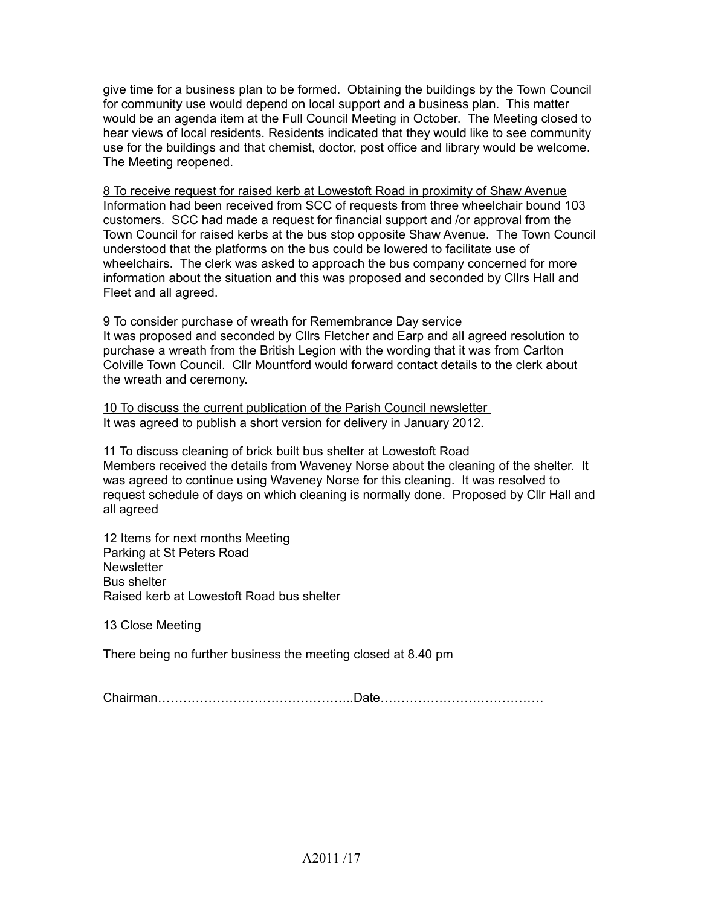give time for a business plan to be formed. Obtaining the buildings by the Town Council for community use would depend on local support and a business plan. This matter would be an agenda item at the Full Council Meeting in October. The Meeting closed to hear views of local residents. Residents indicated that they would like to see community use for the buildings and that chemist, doctor, post office and library would be welcome. The Meeting reopened.

<u>8 To receive request for raised kerb at Lowestoft Road in proximity of Shaw Avenue</u>
Information had been received from SCC of requests from three wheelchair bound 103 customers. SCC had made a request for financial support and /or approval from the Town Council for raised kerbs at the bus stop opposite Shaw Avenue. The Town Council understood that the platforms on the bus could be lowered to facilitate use of wheelchairs. The clerk was asked to approach the bus company concerned for more information about the situation and this was proposed and seconded by Cllrs Hall and Fleet and all agreed.

<u>9 To consider purchase of wreath for Remembrance Day service</u>
It was proposed and seconded by Cllrs Fletcher and Earp and all agreed resolution to purchase a wreath from the British Legion with the wording that it was from Carlton Colville Town Council. Cllr Mountford would forward contact details to the clerk about the wreath and ceremony.

<u>10 To discuss the current publication of the Parish Council newsletter</u>
It was agreed to publish a short version for delivery in January 2012.

<u>11 To discuss cleaning of brick built bus shelter at Lowestoft Road</u>
Members received the details from Waveney Norse about the cleaning of the shelter. It was agreed to continue using Waveney Norse for this cleaning. It was resolved to request schedule of days on which cleaning is normally done. Proposed by Cllr Hall and all agreed

<u>12 Items for next months Meeting</u>
Parking at St Peters Road
Newsletter
Bus shelter
Raised kerb at Lowestoft Road bus shelter

<u>13 Close Meeting</u>

There being no further business the meeting closed at 8.40 pm

Chairman………………………………………..Date…………………………………

A2011 /17